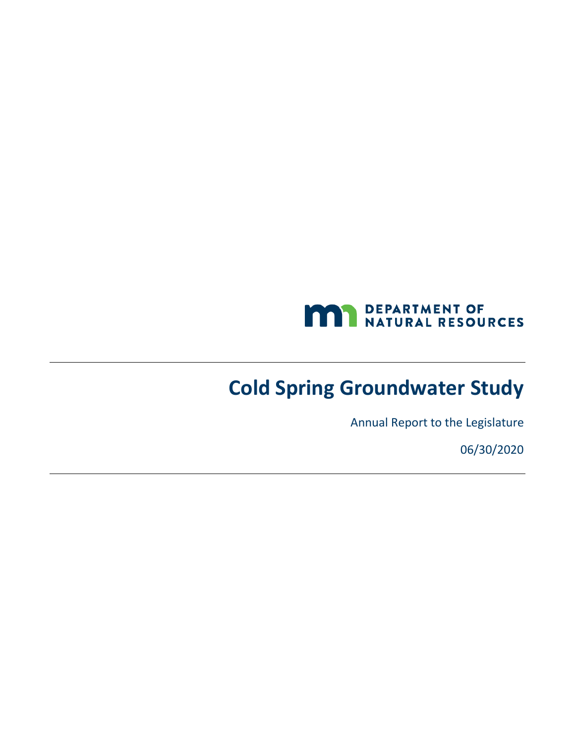DEPARTMENT OF NATURAL RESOURCES

# Cold Spring Groundwater Study

Annual Report to the Legislature

06/30/2020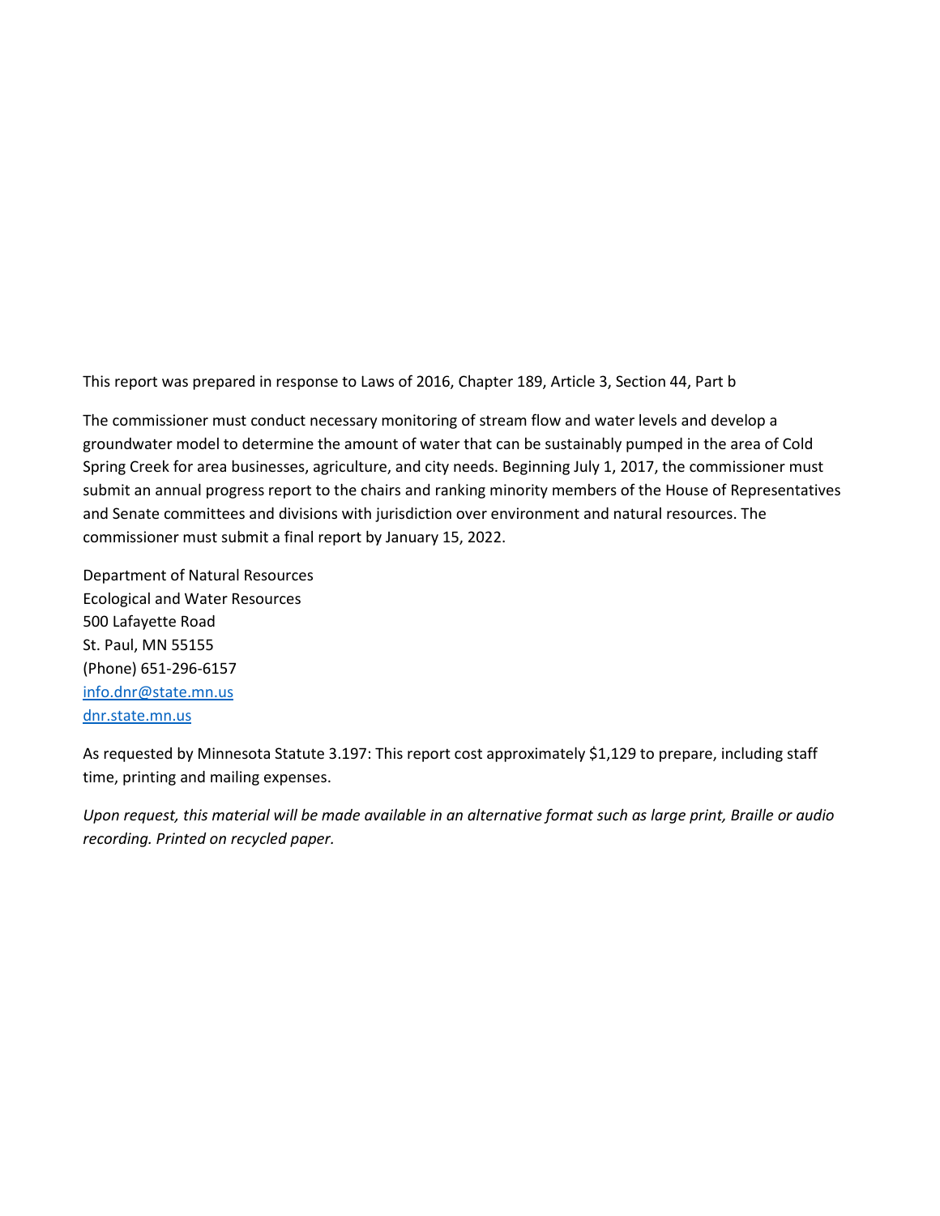This report was prepared in response to Laws of 2016, Chapter 189, Article 3, Section 44, Part b

The commissioner must conduct necessary monitoring of stream flow and water levels and develop a groundwater model to determine the amount of water that can be sustainably pumped in the area of Cold Spring Creek for area businesses, agriculture, and city needs. Beginning July 1, 2017, the commissioner must submit an annual progress report to the chairs and ranking minority members of the House of Representatives and Senate committees and divisions with jurisdiction over environment and natural resources. The commissioner must submit a final report by January 15, 2022.

Department of Natural Resources
Ecological and Water Resources
500 Lafayette Road
St. Paul, MN 55155
(Phone) 651-296-6157
[info.dnr@state.mn.us](mailto:info.dnr@state.mn.us)
[dnr.state.mn.us](http://dnr.state.mn.us)

As requested by Minnesota Statute 3.197: This report cost approximately $1,129 to prepare, including staff time, printing and mailing expenses.

*Upon request, this material will be made available in an alternative format such as large print, Braille or audio recording. Printed on recycled paper.*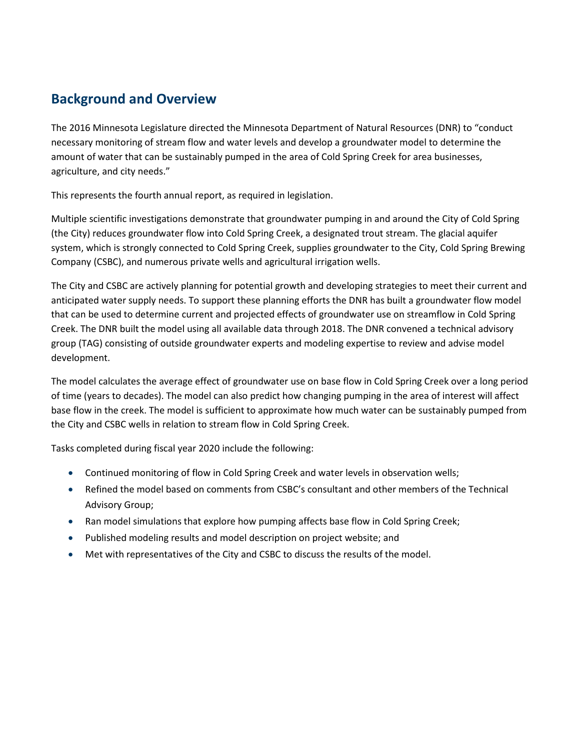## Background and Overview

The 2016 Minnesota Legislature directed the Minnesota Department of Natural Resources (DNR) to "conduct necessary monitoring of stream flow and water levels and develop a groundwater model to determine the amount of water that can be sustainably pumped in the area of Cold Spring Creek for area businesses, agriculture, and city needs."

This represents the fourth annual report, as required in legislation.

Multiple scientific investigations demonstrate that groundwater pumping in and around the City of Cold Spring (the City) reduces groundwater flow into Cold Spring Creek, a designated trout stream. The glacial aquifer system, which is strongly connected to Cold Spring Creek, supplies groundwater to the City, Cold Spring Brewing Company (CSBC), and numerous private wells and agricultural irrigation wells.

The City and CSBC are actively planning for potential growth and developing strategies to meet their current and anticipated water supply needs. To support these planning efforts the DNR has built a groundwater flow model that can be used to determine current and projected effects of groundwater use on streamflow in Cold Spring Creek. The DNR built the model using all available data through 2018. The DNR convened a technical advisory group (TAG) consisting of outside groundwater experts and modeling expertise to review and advise model development.

The model calculates the average effect of groundwater use on base flow in Cold Spring Creek over a long period of time (years to decades). The model can also predict how changing pumping in the area of interest will affect base flow in the creek. The model is sufficient to approximate how much water can be sustainably pumped from the City and CSBC wells in relation to stream flow in Cold Spring Creek.

Tasks completed during fiscal year 2020 include the following:

- Continued monitoring of flow in Cold Spring Creek and water levels in observation wells;
- Refined the model based on comments from CSBC's consultant and other members of the Technical Advisory Group;
- Ran model simulations that explore how pumping affects base flow in Cold Spring Creek;
- Published modeling results and model description on project website; and
- Met with representatives of the City and CSBC to discuss the results of the model.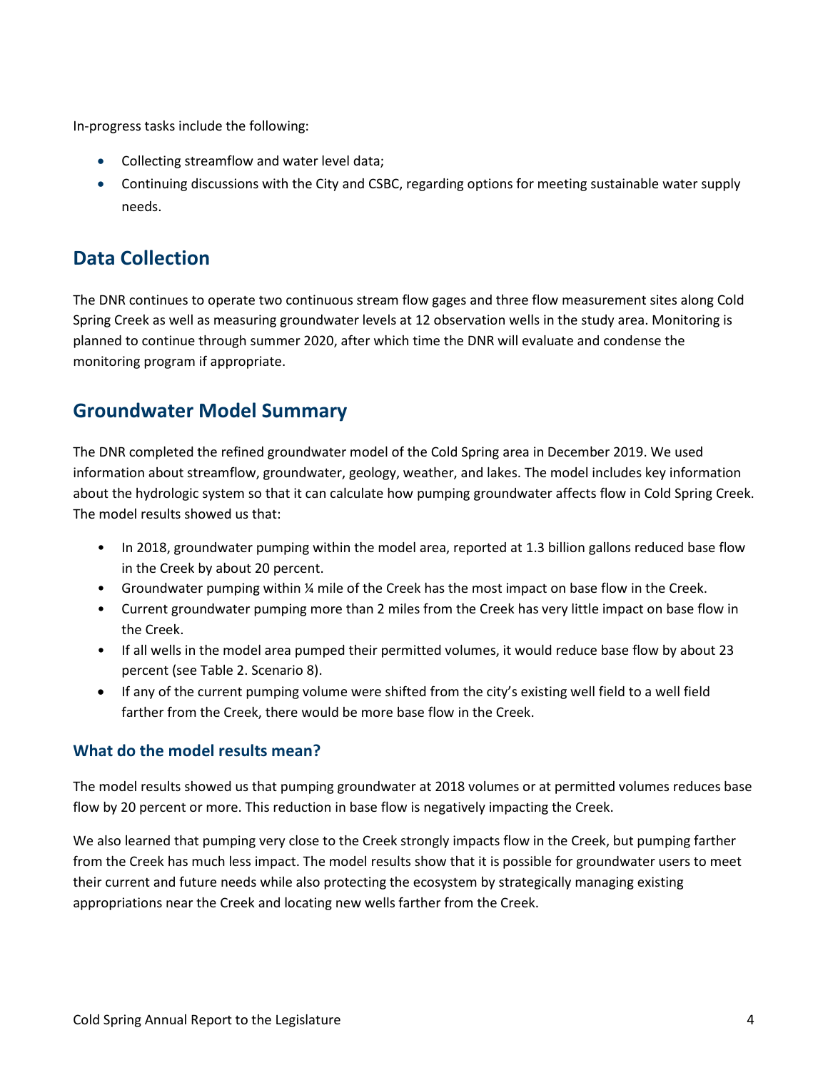In-progress tasks include the following:

- Collecting streamflow and water level data;
- Continuing discussions with the City and CSBC, regarding options for meeting sustainable water supply needs.

## Data Collection

The DNR continues to operate two continuous stream flow gages and three flow measurement sites along Cold Spring Creek as well as measuring groundwater levels at 12 observation wells in the study area. Monitoring is planned to continue through summer 2020, after which time the DNR will evaluate and condense the monitoring program if appropriate.

## Groundwater Model Summary

The DNR completed the refined groundwater model of the Cold Spring area in December 2019. We used information about streamflow, groundwater, geology, weather, and lakes. The model includes key information about the hydrologic system so that it can calculate how pumping groundwater affects flow in Cold Spring Creek. The model results showed us that:

- In 2018, groundwater pumping within the model area, reported at 1.3 billion gallons reduced base flow in the Creek by about 20 percent.
- Groundwater pumping within ¼ mile of the Creek has the most impact on base flow in the Creek.
- Current groundwater pumping more than 2 miles from the Creek has very little impact on base flow in the Creek.
- If all wells in the model area pumped their permitted volumes, it would reduce base flow by about 23 percent (see Table 2. Scenario 8).
- If any of the current pumping volume were shifted from the city's existing well field to a well field farther from the Creek, there would be more base flow in the Creek.

### What do the model results mean?

The model results showed us that pumping groundwater at 2018 volumes or at permitted volumes reduces base flow by 20 percent or more. This reduction in base flow is negatively impacting the Creek.

We also learned that pumping very close to the Creek strongly impacts flow in the Creek, but pumping farther from the Creek has much less impact. The model results show that it is possible for groundwater users to meet their current and future needs while also protecting the ecosystem by strategically managing existing appropriations near the Creek and locating new wells farther from the Creek.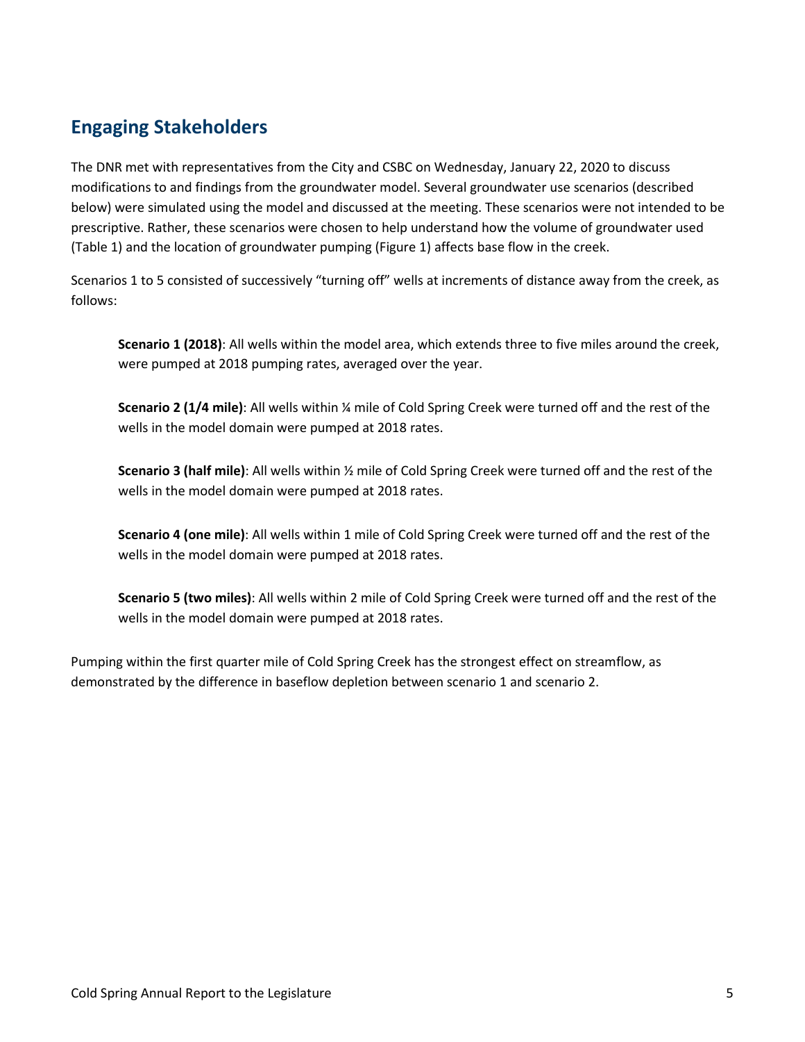## Engaging Stakeholders

The DNR met with representatives from the City and CSBC on Wednesday, January 22, 2020 to discuss modifications to and findings from the groundwater model. Several groundwater use scenarios (described below) were simulated using the model and discussed at the meeting. These scenarios were not intended to be prescriptive. Rather, these scenarios were chosen to help understand how the volume of groundwater used (Table 1) and the location of groundwater pumping (Figure 1) affects base flow in the creek.

Scenarios 1 to 5 consisted of successively "turning off" wells at increments of distance away from the creek, as follows:

> **Scenario 1 (2018)**: All wells within the model area, which extends three to five miles around the creek, were pumped at 2018 pumping rates, averaged over the year.
>
> **Scenario 2 (1/4 mile)**: All wells within ¼ mile of Cold Spring Creek were turned off and the rest of the wells in the model domain were pumped at 2018 rates.
>
> **Scenario 3 (half mile)**: All wells within ½ mile of Cold Spring Creek were turned off and the rest of the wells in the model domain were pumped at 2018 rates.
>
> **Scenario 4 (one mile)**: All wells within 1 mile of Cold Spring Creek were turned off and the rest of the wells in the model domain were pumped at 2018 rates.
>
> **Scenario 5 (two miles)**: All wells within 2 mile of Cold Spring Creek were turned off and the rest of the wells in the model domain were pumped at 2018 rates.

Pumping within the first quarter mile of Cold Spring Creek has the strongest effect on streamflow, as demonstrated by the difference in baseflow depletion between scenario 1 and scenario 2.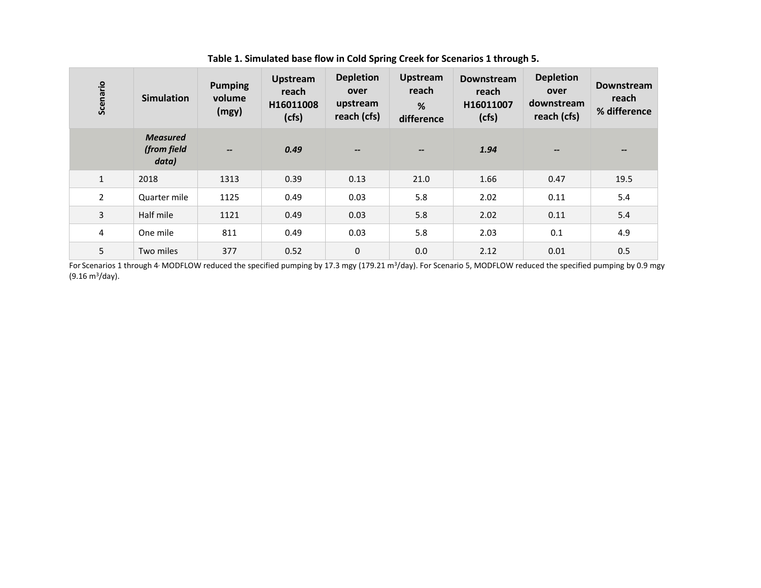**Table 1. Simulated base flow in Cold Spring Creek for Scenarios 1 through 5.**

| Scenario | Simulation | Pumping volume (mgy) | Upstream reach H16011008 (cfs) | Depletion over upstream reach (cfs) | Upstream reach % difference | Downstream reach H16011007 (cfs) | Depletion over downstream reach (cfs) | Downstream reach % difference |
|---|---|---|---|---|---|---|---|---|
| | ***Measured (from field data)*** | ***--*** | ***0.49*** | ***--*** | ***--*** | ***1.94*** | ***--*** | ***--*** |
| 1 | 2018 | 1313 | 0.39 | 0.13 | 21.0 | 1.66 | 0.47 | 19.5 |
| 2 | Quarter mile | 1125 | 0.49 | 0.03 | 5.8 | 2.02 | 0.11 | 5.4 |
| 3 | Half mile | 1121 | 0.49 | 0.03 | 5.8 | 2.02 | 0.11 | 5.4 |
| 4 | One mile | 811 | 0.49 | 0.03 | 5.8 | 2.03 | 0.1 | 4.9 |
| 5 | Two miles | 377 | 0.52 | 0 | 0.0 | 2.12 | 0.01 | 0.5 |

For Scenarios 1 through 4, MODFLOW reduced the specified pumping by 17.3 mgy (179.21 $m^3$/day). For Scenario 5, MODFLOW reduced the specified pumping by 0.9 mgy (9.16 $m^3$/day).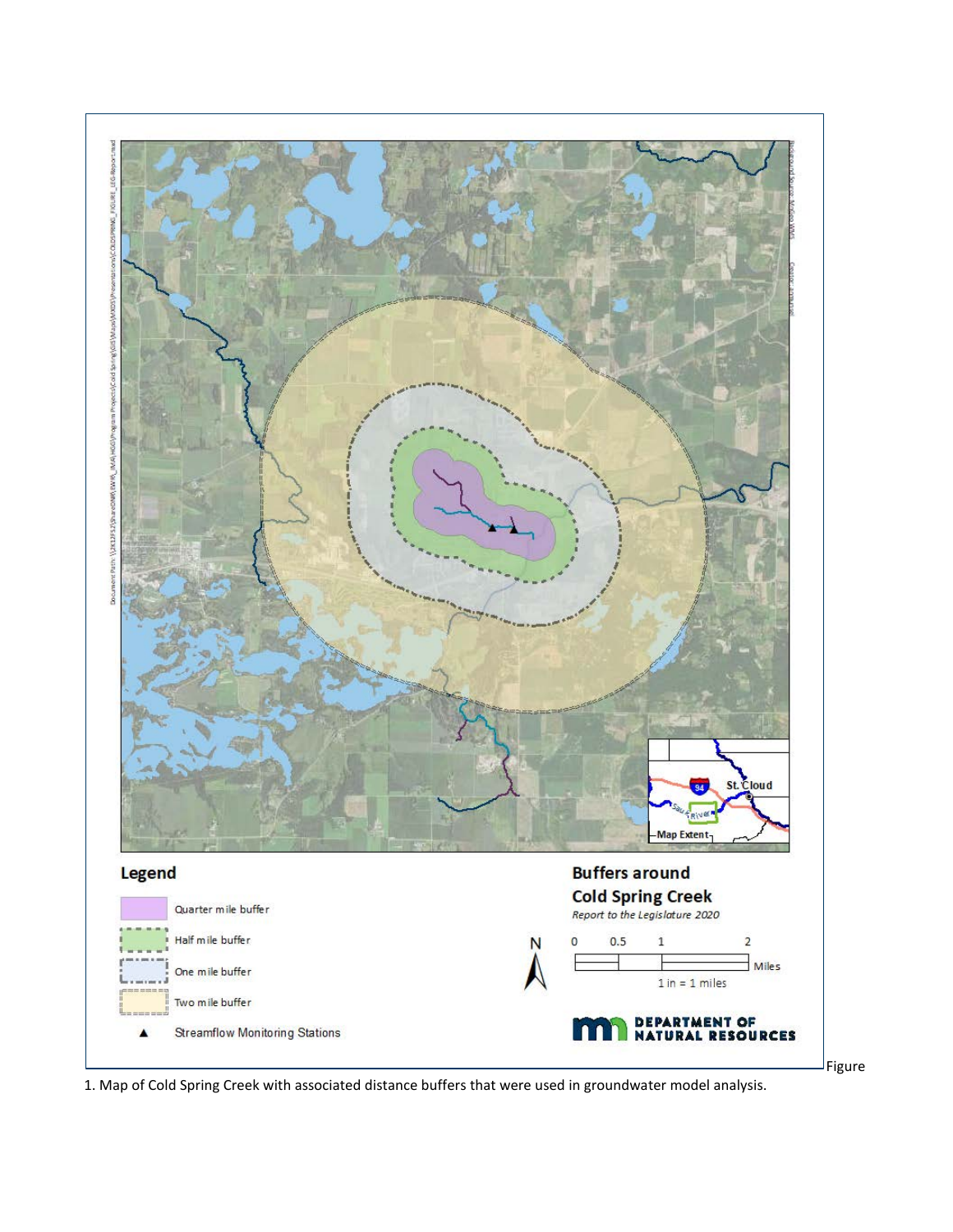Figure 1. Map of Cold Spring Creek with associated distance buffers that were used in groundwater model analysis.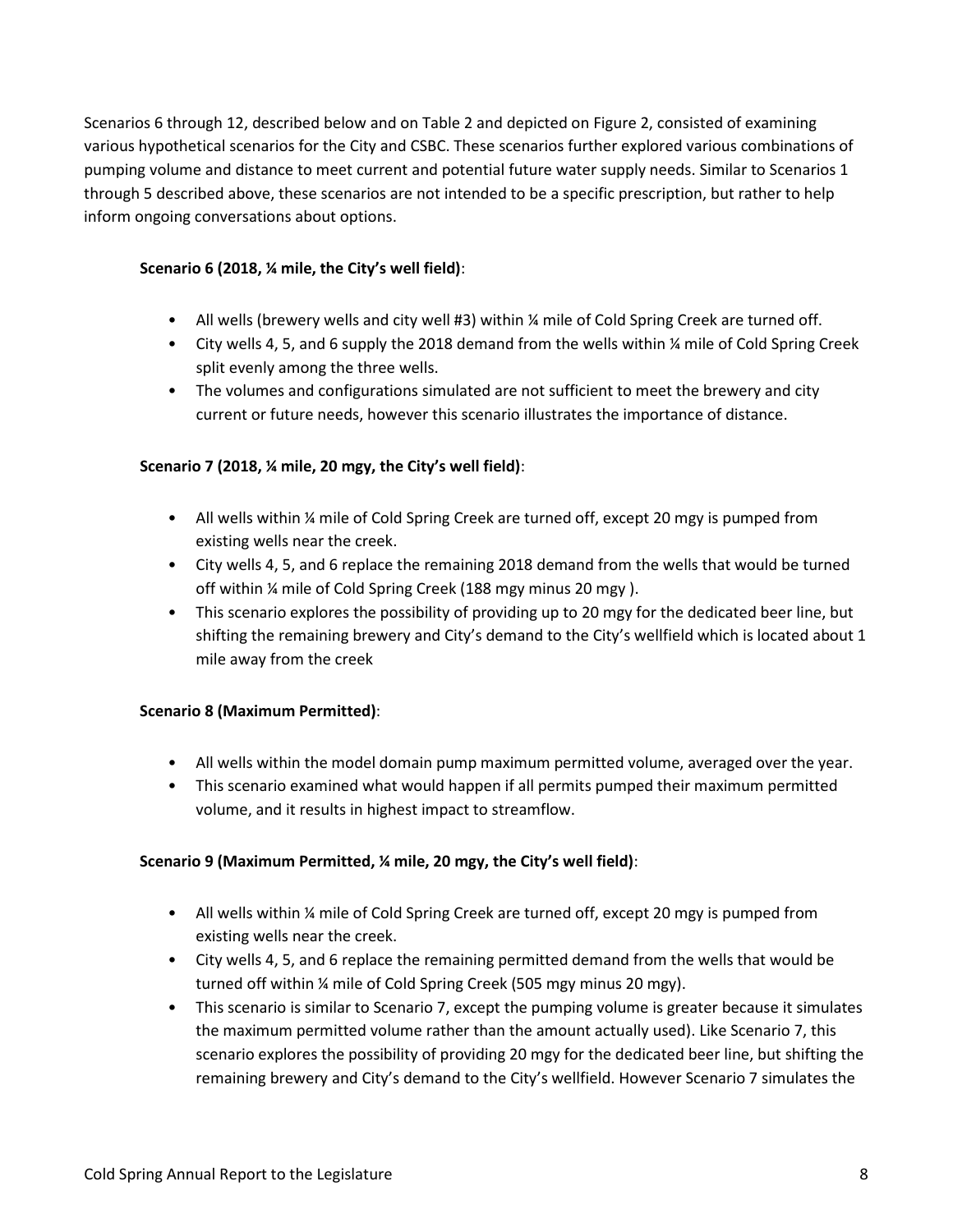Scenarios 6 through 12, described below and on Table 2 and depicted on Figure 2, consisted of examining various hypothetical scenarios for the City and CSBC. These scenarios further explored various combinations of pumping volume and distance to meet current and potential future water supply needs. Similar to Scenarios 1 through 5 described above, these scenarios are not intended to be a specific prescription, but rather to help inform ongoing conversations about options.

**Scenario 6 (2018, ¼ mile, the City's well field)**:

- All wells (brewery wells and city well #3) within ¼ mile of Cold Spring Creek are turned off.
- City wells 4, 5, and 6 supply the 2018 demand from the wells within ¼ mile of Cold Spring Creek split evenly among the three wells.
- The volumes and configurations simulated are not sufficient to meet the brewery and city current or future needs, however this scenario illustrates the importance of distance.

**Scenario 7 (2018, ¼ mile, 20 mgy, the City's well field)**:

- All wells within ¼ mile of Cold Spring Creek are turned off, except 20 mgy is pumped from existing wells near the creek.
- City wells 4, 5, and 6 replace the remaining 2018 demand from the wells that would be turned off within ¼ mile of Cold Spring Creek (188 mgy minus 20 mgy ).
- This scenario explores the possibility of providing up to 20 mgy for the dedicated beer line, but shifting the remaining brewery and City's demand to the City's wellfield which is located about 1 mile away from the creek

**Scenario 8 (Maximum Permitted)**:

- All wells within the model domain pump maximum permitted volume, averaged over the year.
- This scenario examined what would happen if all permits pumped their maximum permitted volume, and it results in highest impact to streamflow.

**Scenario 9 (Maximum Permitted, ¼ mile, 20 mgy, the City's well field)**:

- All wells within ¼ mile of Cold Spring Creek are turned off, except 20 mgy is pumped from existing wells near the creek.
- City wells 4, 5, and 6 replace the remaining permitted demand from the wells that would be turned off within ¼ mile of Cold Spring Creek (505 mgy minus 20 mgy).
- This scenario is similar to Scenario 7, except the pumping volume is greater because it simulates the maximum permitted volume rather than the amount actually used). Like Scenario 7, this scenario explores the possibility of providing 20 mgy for the dedicated beer line, but shifting the remaining brewery and City's demand to the City's wellfield. However Scenario 7 simulates the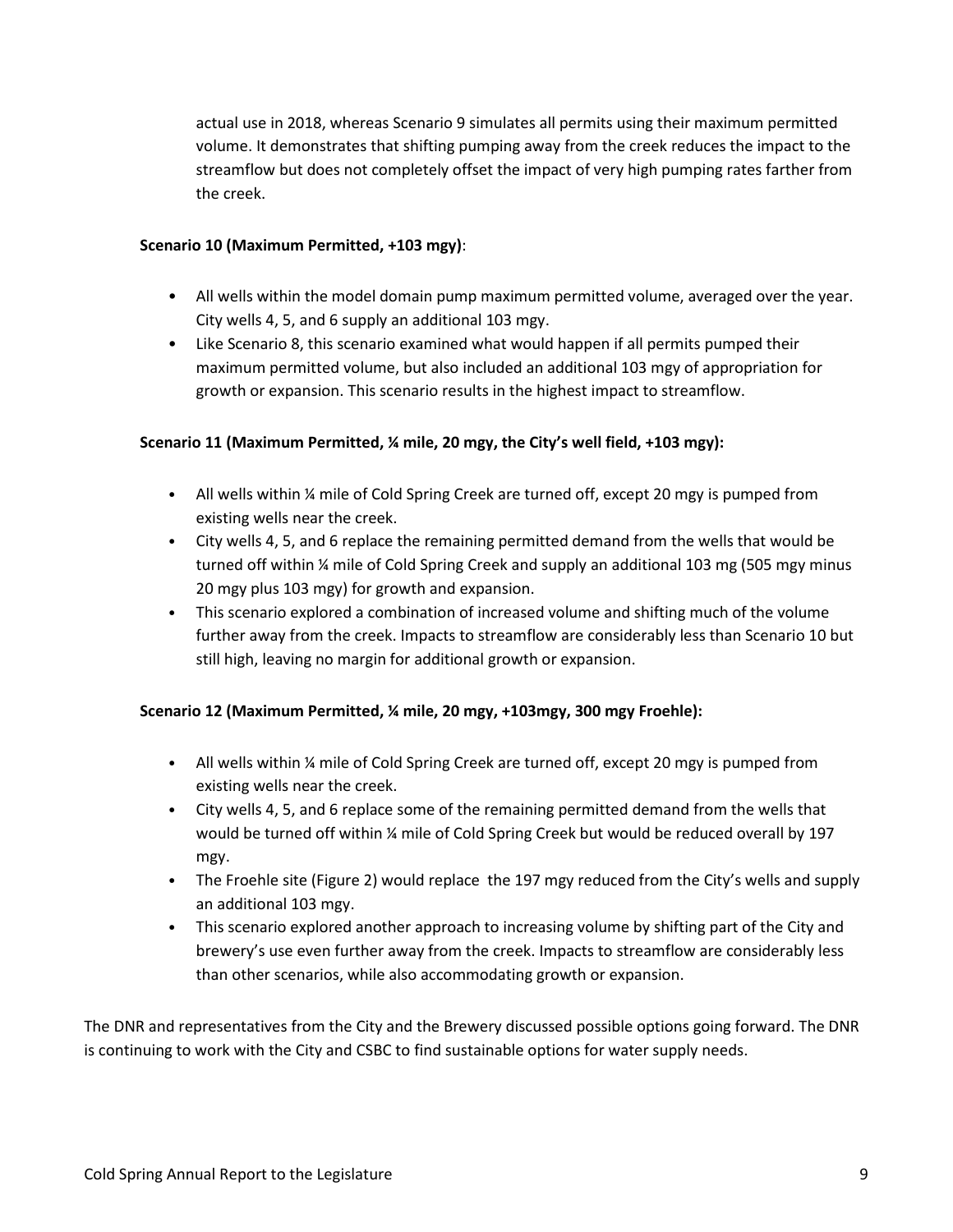actual use in 2018, whereas Scenario 9 simulates all permits using their maximum permitted volume. It demonstrates that shifting pumping away from the creek reduces the impact to the streamflow but does not completely offset the impact of very high pumping rates farther from the creek.

**Scenario 10 (Maximum Permitted, +103 mgy)**:

- All wells within the model domain pump maximum permitted volume, averaged over the year. City wells 4, 5, and 6 supply an additional 103 mgy.
- Like Scenario 8, this scenario examined what would happen if all permits pumped their maximum permitted volume, but also included an additional 103 mgy of appropriation for growth or expansion. This scenario results in the highest impact to streamflow.

**Scenario 11 (Maximum Permitted, ¼ mile, 20 mgy, the City's well field, +103 mgy):**

- All wells within ¼ mile of Cold Spring Creek are turned off, except 20 mgy is pumped from existing wells near the creek.
- City wells 4, 5, and 6 replace the remaining permitted demand from the wells that would be turned off within ¼ mile of Cold Spring Creek and supply an additional 103 mg (505 mgy minus 20 mgy plus 103 mgy) for growth and expansion.
- This scenario explored a combination of increased volume and shifting much of the volume further away from the creek. Impacts to streamflow are considerably less than Scenario 10 but still high, leaving no margin for additional growth or expansion.

**Scenario 12 (Maximum Permitted, ¼ mile, 20 mgy, +103mgy, 300 mgy Froehle):**

- All wells within ¼ mile of Cold Spring Creek are turned off, except 20 mgy is pumped from existing wells near the creek.
- City wells 4, 5, and 6 replace some of the remaining permitted demand from the wells that would be turned off within ¼ mile of Cold Spring Creek but would be reduced overall by 197 mgy.
- The Froehle site (Figure 2) would replace the 197 mgy reduced from the City's wells and supply an additional 103 mgy.
- This scenario explored another approach to increasing volume by shifting part of the City and brewery's use even further away from the creek. Impacts to streamflow are considerably less than other scenarios, while also accommodating growth or expansion.

The DNR and representatives from the City and the Brewery discussed possible options going forward. The DNR is continuing to work with the City and CSBC to find sustainable options for water supply needs.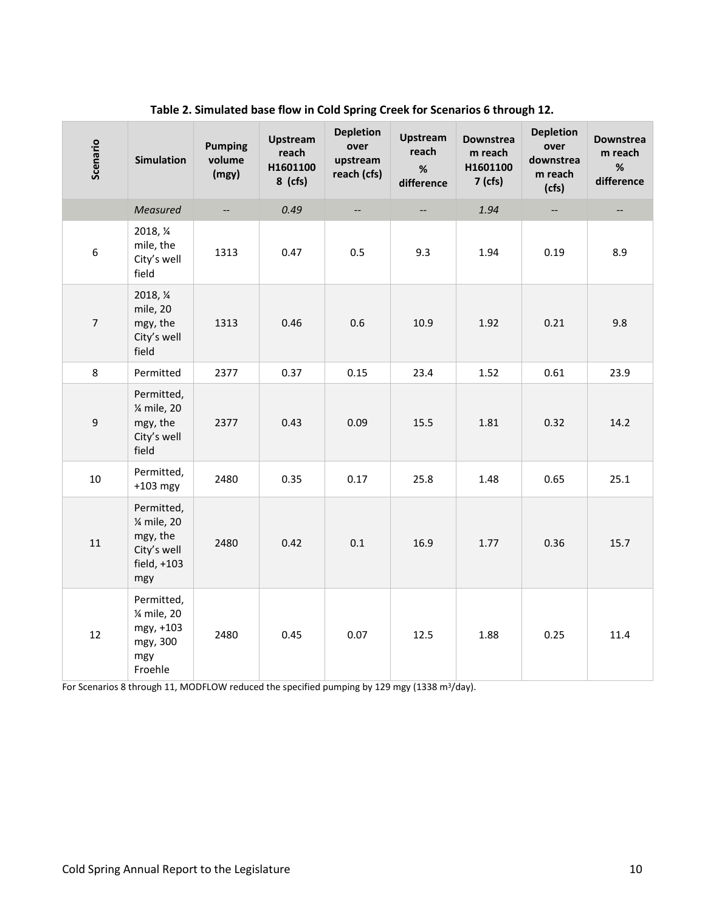**Table 2. Simulated base flow in Cold Spring Creek for Scenarios 6 through 12.**

| Scenario | Simulation | Pumping volume (mgy) | Upstream reach H16011008 (cfs) | Depletion over upstream reach (cfs) | Upstream reach % difference | Downstream reach H16011007 (cfs) | Depletion over downstream reach (cfs) | Downstream reach % difference |
|---|---|---|---|---|---|---|---|---|
| | *Measured* | -- | *0.49* | -- | -- | *1.94* | -- | -- |
| 6 | 2018, ¼ mile, the City's well field | 1313 | 0.47 | 0.5 | 9.3 | 1.94 | 0.19 | 8.9 |
| 7 | 2018, ¼ mile, 20 mgy, the City's well field | 1313 | 0.46 | 0.6 | 10.9 | 1.92 | 0.21 | 9.8 |
| 8 | Permitted | 2377 | 0.37 | 0.15 | 23.4 | 1.52 | 0.61 | 23.9 |
| 9 | Permitted, ¼ mile, 20 mgy, the City's well field | 2377 | 0.43 | 0.09 | 15.5 | 1.81 | 0.32 | 14.2 |
| 10 | Permitted, +103 mgy | 2480 | 0.35 | 0.17 | 25.8 | 1.48 | 0.65 | 25.1 |
| 11 | Permitted, ¼ mile, 20 mgy, the City's well field, +103 mgy | 2480 | 0.42 | 0.1 | 16.9 | 1.77 | 0.36 | 15.7 |
| 12 | Permitted, ¼ mile, 20 mgy, +103 mgy, 300 mgy Froehle | 2480 | 0.45 | 0.07 | 12.5 | 1.88 | 0.25 | 11.4 |

For Scenarios 8 through 11, MODFLOW reduced the specified pumping by 129 mgy (1338 $m^3$/day).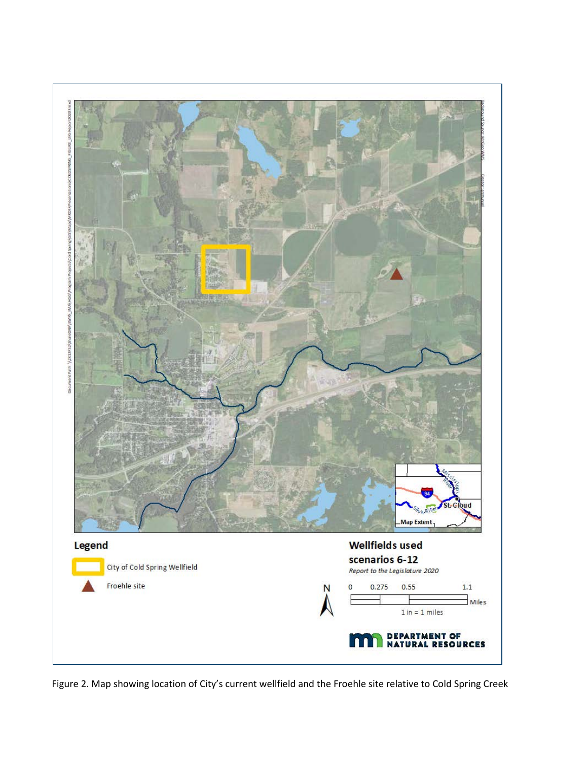Legend

City of Cold Spring Wellfield

Froehle site

Wellfields used scenarios 6-12

*Report to the Legislature 2020*

N

0 0.275 0.55 1.1

Miles

1 in = 1 miles

DEPARTMENT OF NATURAL RESOURCES

Mississippi River

94

Sauk River

St. Cloud

Map Extent

Figure 2. Map showing location of City's current wellfield and the Froehle site relative to Cold Spring Creek